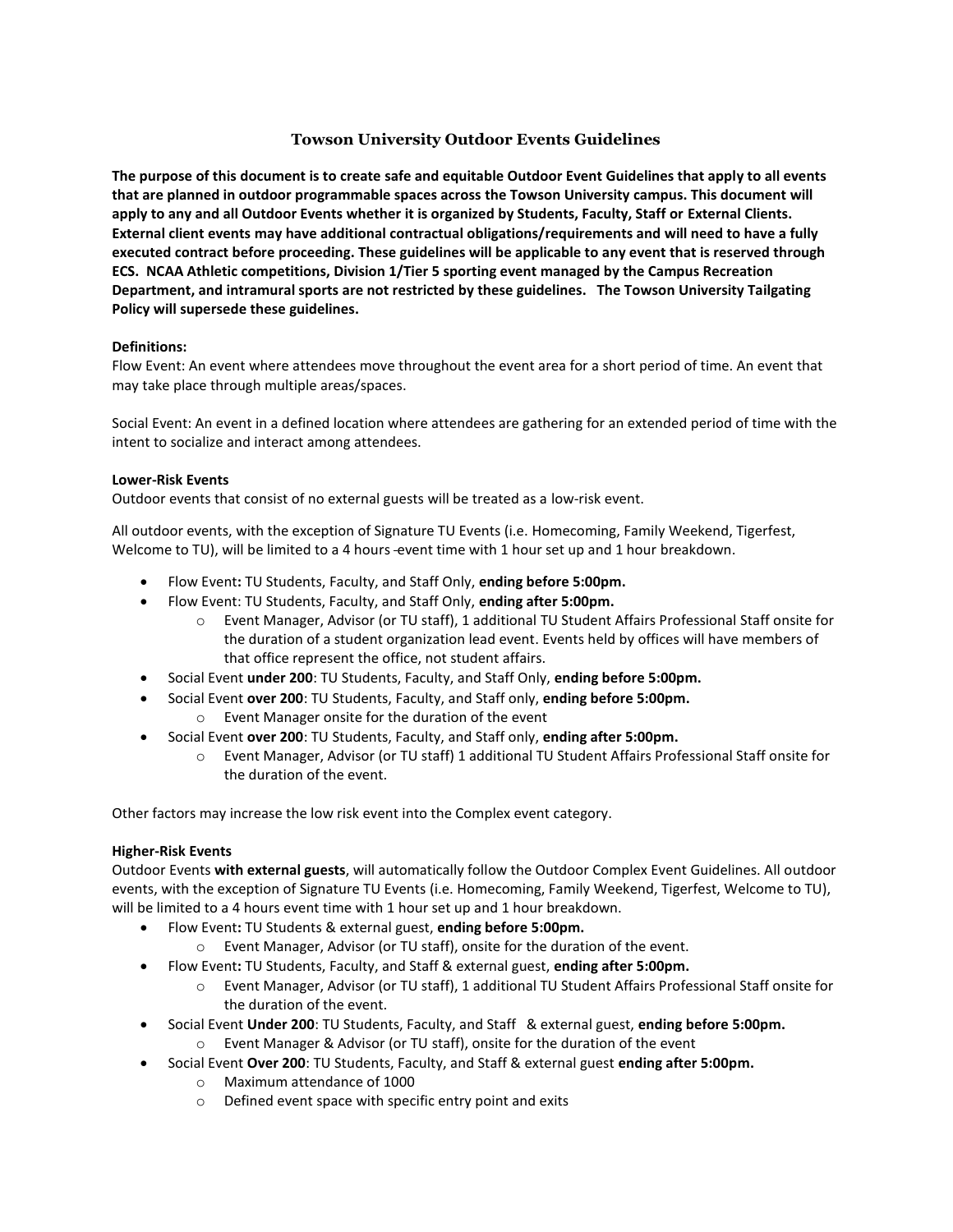# Towson University Outdoor Events Guidelines

**The purpose of this document is to create safe and equitable Outdoor Event Guidelines that apply to all events that are planned in outdoor programmable spaces across the Towson University campus. This document will apply to any and all Outdoor Events whether it is organized by Students, Faculty, Staff or External Clients. External client events may have additional contractual obligations/requirements and will need to have a fully executed contract before proceeding. These guidelines will be applicable to any event that is reserved through ECS. NCAA Athletic competitions, Division 1/Tier 5 sporting event managed by the Campus Recreation Department, and intramural sports are not restricted by these guidelines. The Towson University Tailgating Policy will supersede these guidelines.**

**Definitions:**

Flow Event: An event where attendees move throughout the event area for a short period of time. An event that may take place through multiple areas/spaces.

Social Event: An event in a defined location where attendees are gathering for an extended period of time with the intent to socialize and interact among attendees.

**Lower-Risk Events**

Outdoor events that consist of no external guests will be treated as a low-risk event.

All outdoor events, with the exception of Signature TU Events (i.e. Homecoming, Family Weekend, Tigerfest, Welcome to TU), will be limited to a 4 hours event time with 1 hour set up and 1 hour breakdown.

- Flow Event**:** TU Students, Faculty, and Staff Only, **ending before 5:00pm.**
- Flow Event: TU Students, Faculty, and Staff Only, **ending after 5:00pm.**
  - Event Manager, Advisor (or TU staff), 1 additional TU Student Affairs Professional Staff onsite for the duration of a student organization lead event. Events held by offices will have members of that office represent the office, not student affairs.
- Social Event **under 200**: TU Students, Faculty, and Staff Only, **ending before 5:00pm.**
- Social Event **over 200**: TU Students, Faculty, and Staff only, **ending before 5:00pm.**
  - Event Manager onsite for the duration of the event
- Social Event **over 200**: TU Students, Faculty, and Staff only, **ending after 5:00pm.**
  - Event Manager, Advisor (or TU staff) 1 additional TU Student Affairs Professional Staff onsite for the duration of the event.

Other factors may increase the low risk event into the Complex event category.

**Higher-Risk Events**

Outdoor Events **with external guests**, will automatically follow the Outdoor Complex Event Guidelines. All outdoor events, with the exception of Signature TU Events (i.e. Homecoming, Family Weekend, Tigerfest, Welcome to TU), will be limited to a 4 hours event time with 1 hour set up and 1 hour breakdown.

- Flow Event**:** TU Students & external guest, **ending before 5:00pm.**
  - Event Manager, Advisor (or TU staff), onsite for the duration of the event.
- Flow Event**:** TU Students, Faculty, and Staff & external guest, **ending after 5:00pm.**
  - Event Manager, Advisor (or TU staff), 1 additional TU Student Affairs Professional Staff onsite for the duration of the event.
- Social Event **Under 200**: TU Students, Faculty, and Staff & external guest, **ending before 5:00pm.**
  - Event Manager & Advisor (or TU staff), onsite for the duration of the event
- Social Event **Over 200**: TU Students, Faculty, and Staff & external guest **ending after 5:00pm.**
  - Maximum attendance of 1000
  - Defined event space with specific entry point and exits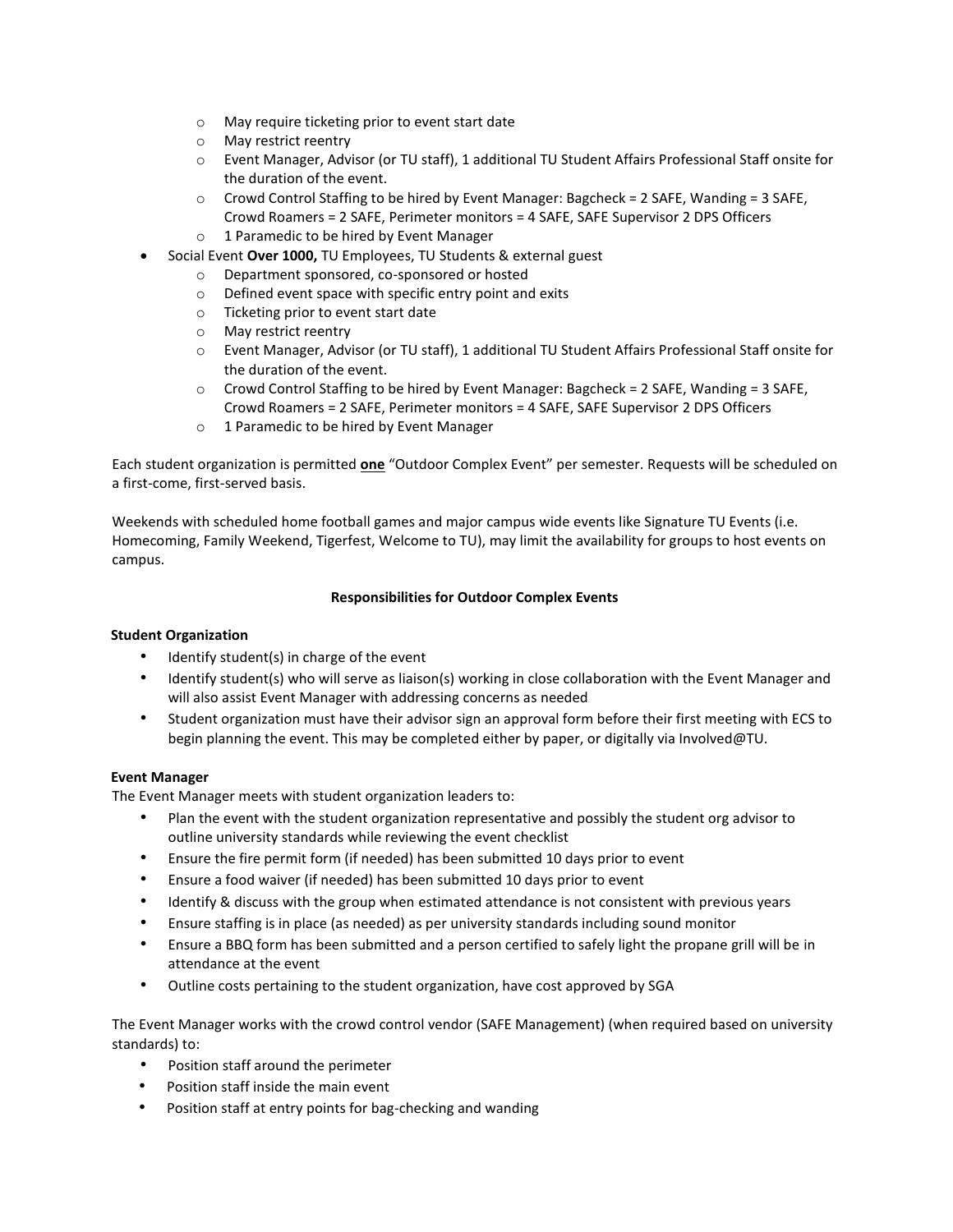- May require ticketing prior to event start date
    - May restrict reentry
    - Event Manager, Advisor (or TU staff), 1 additional TU Student Affairs Professional Staff onsite for the duration of the event.
    - Crowd Control Staffing to be hired by Event Manager: Bagcheck = 2 SAFE, Wanding = 3 SAFE, Crowd Roamers = 2 SAFE, Perimeter monitors = 4 SAFE, SAFE Supervisor 2 DPS Officers
    - 1 Paramedic to be hired by Event Manager
- Social Event **Over 1000,** TU Employees, TU Students & external guest
    - Department sponsored, co-sponsored or hosted
    - Defined event space with specific entry point and exits
    - Ticketing prior to event start date
    - May restrict reentry
    - Event Manager, Advisor (or TU staff), 1 additional TU Student Affairs Professional Staff onsite for the duration of the event.
    - Crowd Control Staffing to be hired by Event Manager: Bagcheck = 2 SAFE, Wanding = 3 SAFE, Crowd Roamers = 2 SAFE, Perimeter monitors = 4 SAFE, SAFE Supervisor 2 DPS Officers
    - 1 Paramedic to be hired by Event Manager

Each student organization is permitted <u>**one**</u> "Outdoor Complex Event" per semester. Requests will be scheduled on a first-come, first-served basis.

Weekends with scheduled home football games and major campus wide events like Signature TU Events (i.e. Homecoming, Family Weekend, Tigerfest, Welcome to TU), may limit the availability for groups to host events on campus.

**Responsibilities for Outdoor Complex Events**

**Student Organization**

- Identify student(s) in charge of the event
- Identify student(s) who will serve as liaison(s) working in close collaboration with the Event Manager and will also assist Event Manager with addressing concerns as needed
- Student organization must have their advisor sign an approval form before their first meeting with ECS to begin planning the event. This may be completed either by paper, or digitally via Involved@TU.

**Event Manager**

The Event Manager meets with student organization leaders to:

- Plan the event with the student organization representative and possibly the student org advisor to outline university standards while reviewing the event checklist
- Ensure the fire permit form (if needed) has been submitted 10 days prior to event
- Ensure a food waiver (if needed) has been submitted 10 days prior to event
- Identify & discuss with the group when estimated attendance is not consistent with previous years
- Ensure staffing is in place (as needed) as per university standards including sound monitor
- Ensure a BBQ form has been submitted and a person certified to safely light the propane grill will be in attendance at the event
- Outline costs pertaining to the student organization, have cost approved by SGA

The Event Manager works with the crowd control vendor (SAFE Management) (when required based on university standards) to:

- Position staff around the perimeter
- Position staff inside the main event
- Position staff at entry points for bag-checking and wanding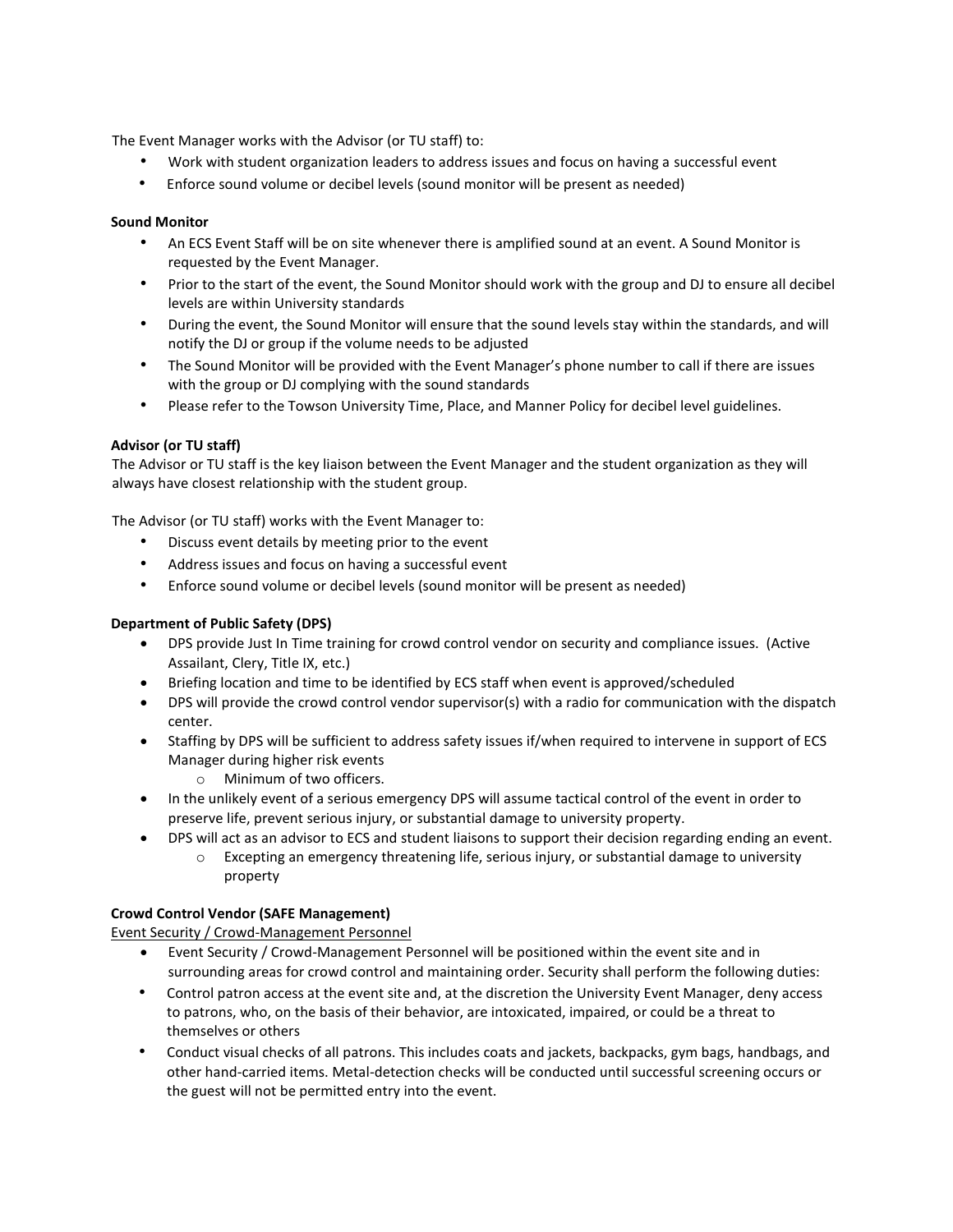The Event Manager works with the Advisor (or TU staff) to:

- Work with student organization leaders to address issues and focus on having a successful event
- Enforce sound volume or decibel levels (sound monitor will be present as needed)

**Sound Monitor**

- An ECS Event Staff will be on site whenever there is amplified sound at an event. A Sound Monitor is requested by the Event Manager.
- Prior to the start of the event, the Sound Monitor should work with the group and DJ to ensure all decibel levels are within University standards
- During the event, the Sound Monitor will ensure that the sound levels stay within the standards, and will notify the DJ or group if the volume needs to be adjusted
- The Sound Monitor will be provided with the Event Manager's phone number to call if there are issues with the group or DJ complying with the sound standards
- Please refer to the Towson University Time, Place, and Manner Policy for decibel level guidelines.

**Advisor (or TU staff)**

The Advisor or TU staff is the key liaison between the Event Manager and the student organization as they will always have closest relationship with the student group.

The Advisor (or TU staff) works with the Event Manager to:

- Discuss event details by meeting prior to the event
- Address issues and focus on having a successful event
- Enforce sound volume or decibel levels (sound monitor will be present as needed)

**Department of Public Safety (DPS)**

- DPS provide Just In Time training for crowd control vendor on security and compliance issues. (Active Assailant, Clery, Title IX, etc.)
- Briefing location and time to be identified by ECS staff when event is approved/scheduled
- DPS will provide the crowd control vendor supervisor(s) with a radio for communication with the dispatch center.
- Staffing by DPS will be sufficient to address safety issues if/when required to intervene in support of ECS Manager during higher risk events
  - Minimum of two officers.
- In the unlikely event of a serious emergency DPS will assume tactical control of the event in order to preserve life, prevent serious injury, or substantial damage to university property.
- DPS will act as an advisor to ECS and student liaisons to support their decision regarding ending an event.
  - Excepting an emergency threatening life, serious injury, or substantial damage to university property

**Crowd Control Vendor (SAFE Management)**

<u>Event Security / Crowd-Management Personnel</u>

- Event Security / Crowd-Management Personnel will be positioned within the event site and in surrounding areas for crowd control and maintaining order. Security shall perform the following duties:
- Control patron access at the event site and, at the discretion the University Event Manager, deny access to patrons, who, on the basis of their behavior, are intoxicated, impaired, or could be a threat to themselves or others
- Conduct visual checks of all patrons. This includes coats and jackets, backpacks, gym bags, handbags, and other hand-carried items. Metal-detection checks will be conducted until successful screening occurs or the guest will not be permitted entry into the event.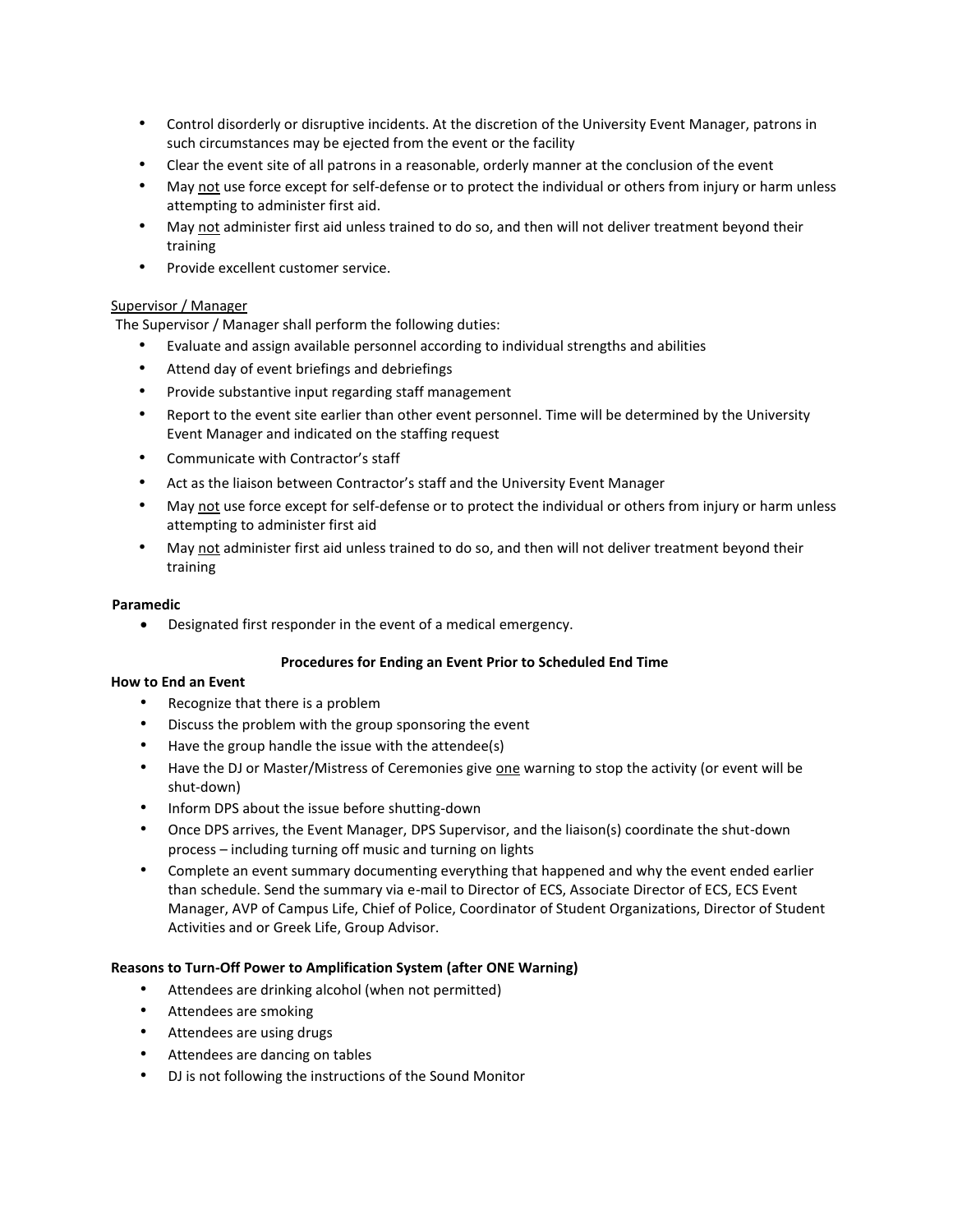- Control disorderly or disruptive incidents. At the discretion of the University Event Manager, patrons in such circumstances may be ejected from the event or the facility
- Clear the event site of all patrons in a reasonable, orderly manner at the conclusion of the event
- May <u>not</u> use force except for self-defense or to protect the individual or others from injury or harm unless attempting to administer first aid.
- May <u>not</u> administer first aid unless trained to do so, and then will not deliver treatment beyond their training
- Provide excellent customer service.

<u>Supervisor / Manager</u>

The Supervisor / Manager shall perform the following duties:

- Evaluate and assign available personnel according to individual strengths and abilities
- Attend day of event briefings and debriefings
- Provide substantive input regarding staff management
- Report to the event site earlier than other event personnel. Time will be determined by the University Event Manager and indicated on the staffing request
- Communicate with Contractor's staff
- Act as the liaison between Contractor's staff and the University Event Manager
- May <u>not</u> use force except for self-defense or to protect the individual or others from injury or harm unless attempting to administer first aid
- May <u>not</u> administer first aid unless trained to do so, and then will not deliver treatment beyond their training

**Paramedic**

- Designated first responder in the event of a medical emergency.

**Procedures for Ending an Event Prior to Scheduled End Time**

**How to End an Event**

- Recognize that there is a problem
- Discuss the problem with the group sponsoring the event
- Have the group handle the issue with the attendee(s)
- Have the DJ or Master/Mistress of Ceremonies give <u>one</u> warning to stop the activity (or event will be shut-down)
- Inform DPS about the issue before shutting-down
- Once DPS arrives, the Event Manager, DPS Supervisor, and the liaison(s) coordinate the shut-down process – including turning off music and turning on lights
- Complete an event summary documenting everything that happened and why the event ended earlier than schedule. Send the summary via e-mail to Director of ECS, Associate Director of ECS, ECS Event Manager, AVP of Campus Life, Chief of Police, Coordinator of Student Organizations, Director of Student Activities and or Greek Life, Group Advisor.

**Reasons to Turn-Off Power to Amplification System (after ONE Warning)**

- Attendees are drinking alcohol (when not permitted)
- Attendees are smoking
- Attendees are using drugs
- Attendees are dancing on tables
- DJ is not following the instructions of the Sound Monitor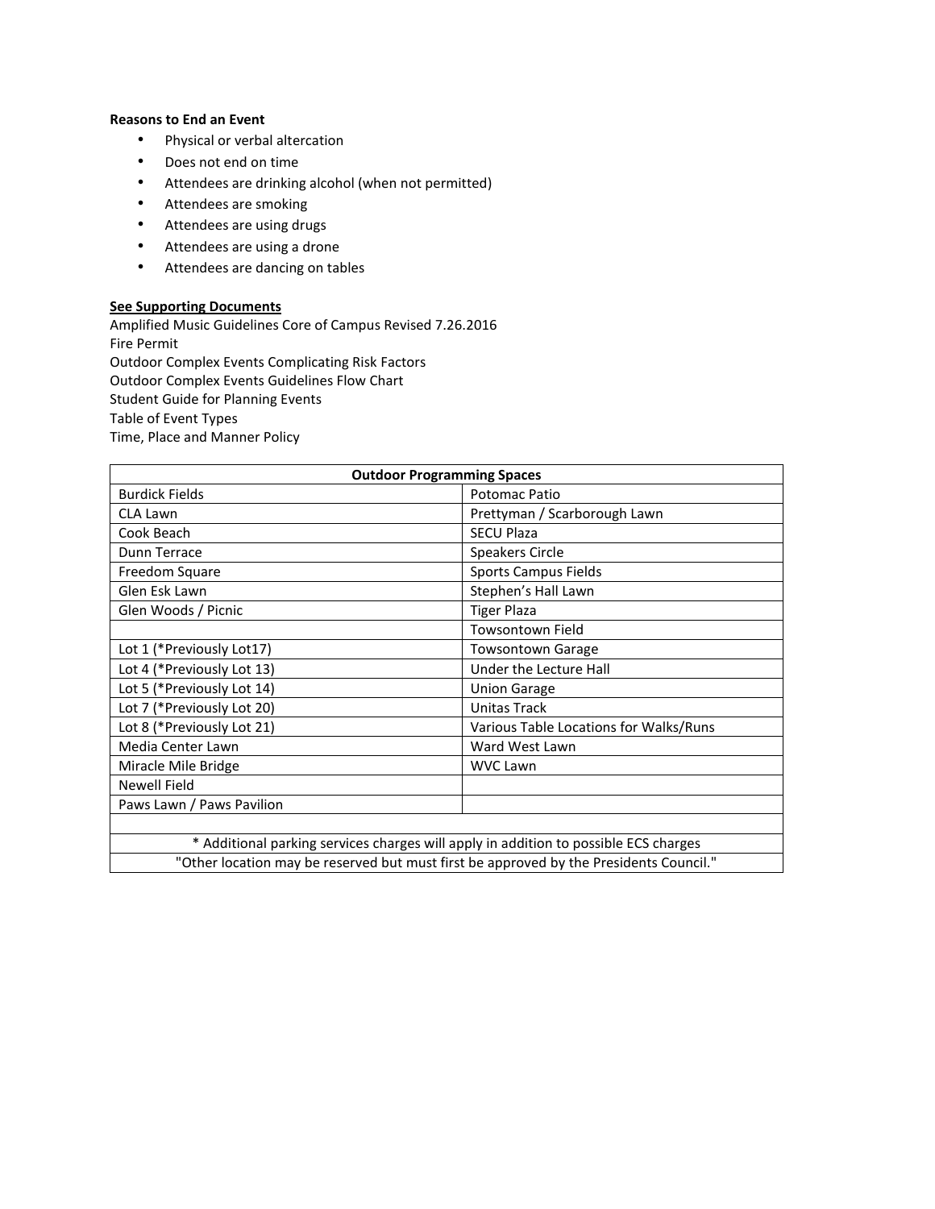**Reasons to End an Event**

- Physical or verbal altercation
- Does not end on time
- Attendees are drinking alcohol (when not permitted)
- Attendees are smoking
- Attendees are using drugs
- Attendees are using a drone
- Attendees are dancing on tables

**See Supporting Documents**

Amplified Music Guidelines Core of Campus Revised 7.26.2016
Fire Permit
Outdoor Complex Events Complicating Risk Factors
Outdoor Complex Events Guidelines Flow Chart
Student Guide for Planning Events
Table of Event Types
Time, Place and Manner Policy

| Outdoor Programming Spaces | |
|---|---|
| Burdick Fields | Potomac Patio |
| CLA Lawn | Prettyman / Scarborough Lawn |
| Cook Beach | SECU Plaza |
| Dunn Terrace | Speakers Circle |
| Freedom Square | Sports Campus Fields |
| Glen Esk Lawn | Stephen's Hall Lawn |
| Glen Woods / Picnic | Tiger Plaza |
| | Towsontown Field |
| Lot 1 (*Previously Lot17) | Towsontown Garage |
| Lot 4 (*Previously Lot 13) | Under the Lecture Hall |
| Lot 5 (*Previously Lot 14) | Union Garage |
| Lot 7 (*Previously Lot 20) | Unitas Track |
| Lot 8 (*Previously Lot 21) | Various Table Locations for Walks/Runs |
| Media Center Lawn | Ward West Lawn |
| Miracle Mile Bridge | WVC Lawn |
| Newell Field | |
| Paws Lawn / Paws Pavilion | |
| | |
| * Additional parking services charges will apply in addition to possible ECS charges | |
| "Other location may be reserved but must first be approved by the Presidents Council." | |